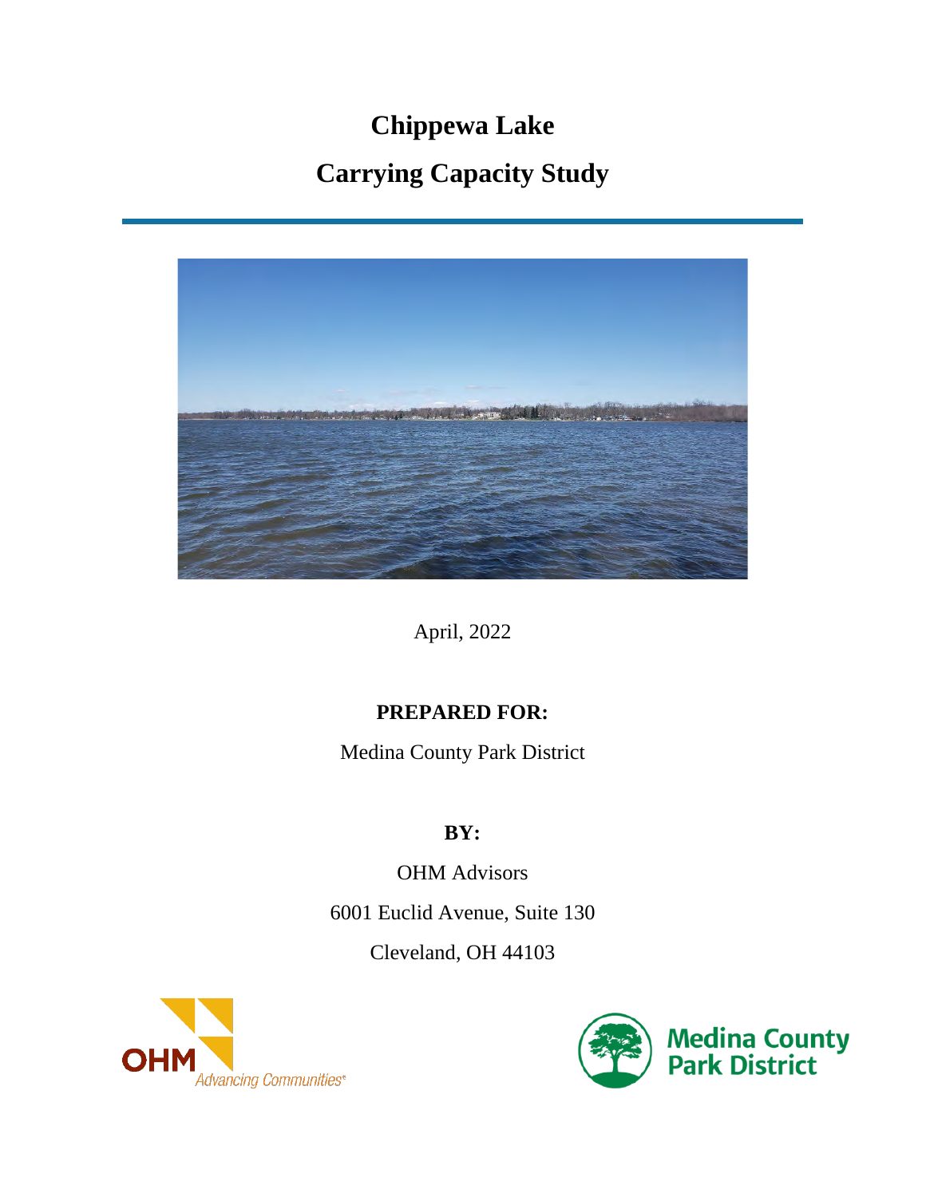# Chippewa Lake

# Carrying Capacity Study

April, 2022

**PREPARED FOR:**

Medina County Park District

**BY:**

OHM Advisors

6001 Euclid Avenue, Suite 130

Cleveland, OH 44103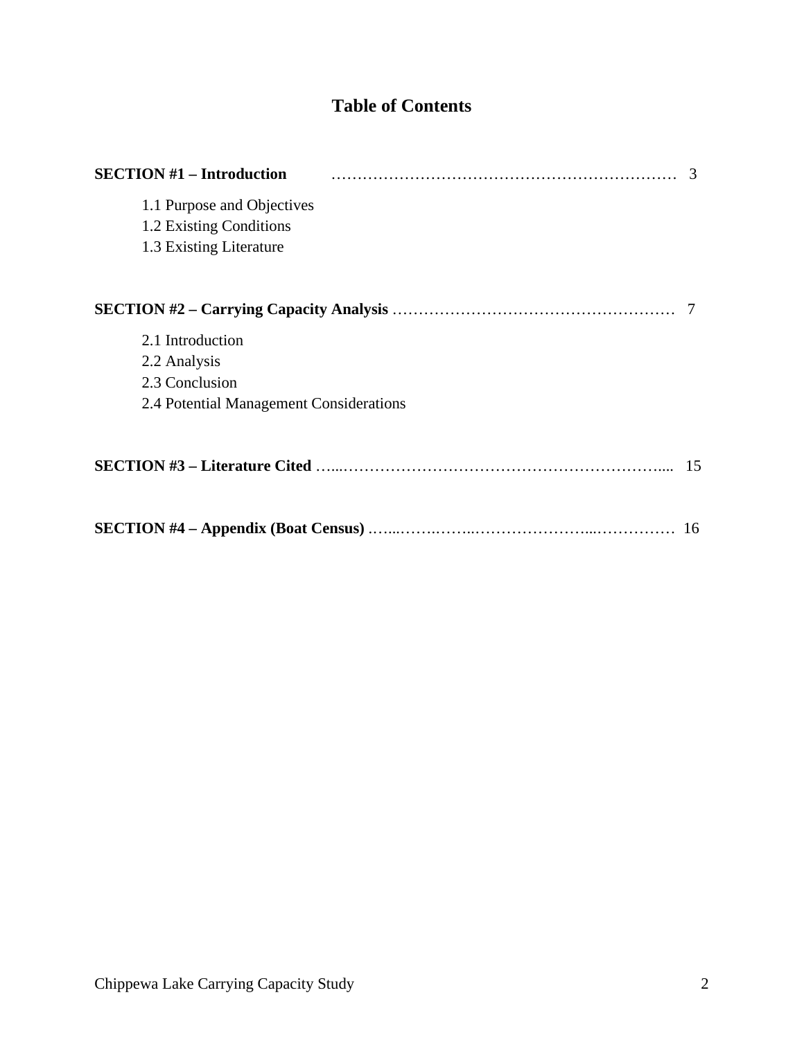# Table of Contents

**SECTION #1 – Introduction** ………………………………………………………… 3

- 1.1 Purpose and Objectives
- 1.2 Existing Conditions
- 1.3 Existing Literature

**SECTION #2 – Carrying Capacity Analysis** ……………………………………………… 7

- 2.1 Introduction
- 2.2 Analysis
- 2.3 Conclusion
- 2.4 Potential Management Considerations

**SECTION #3 – Literature Cited** …...…………………………………………………….... 15

**SECTION #4 – Appendix (Boat Census)** ……..…….……..…………………...……………. 16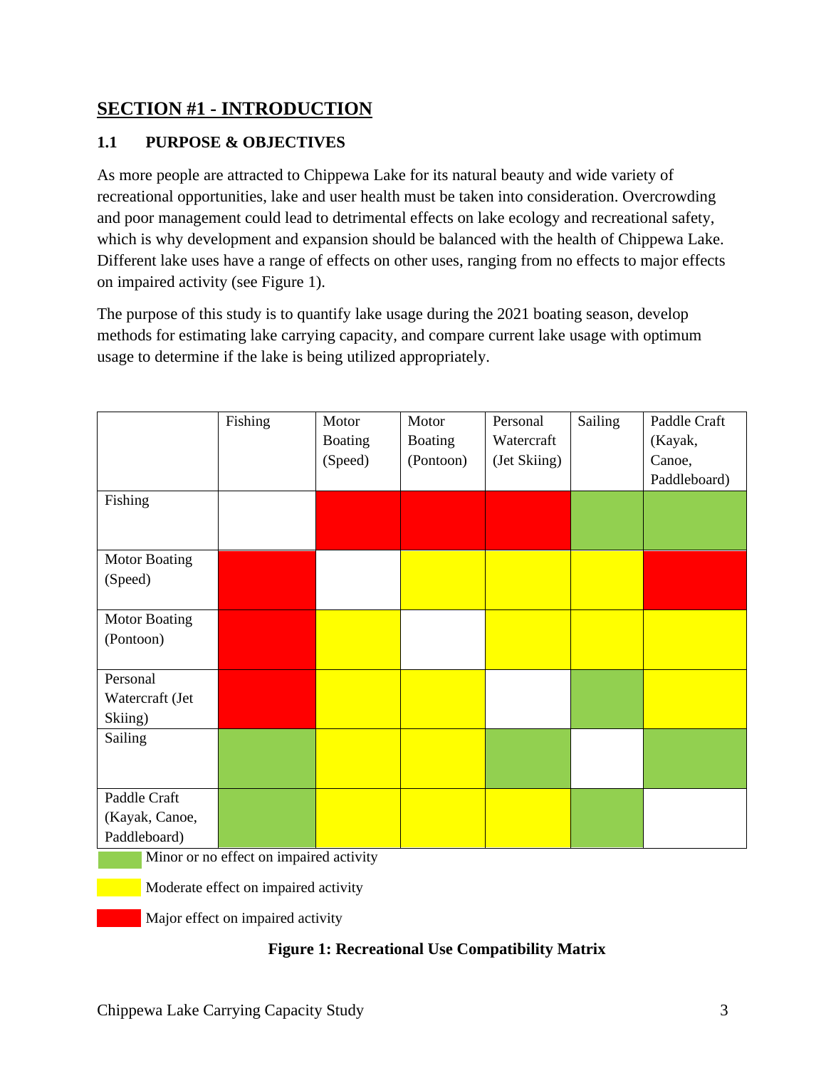# SECTION #1 - INTRODUCTION

## 1.1 PURPOSE & OBJECTIVES

As more people are attracted to Chippewa Lake for its natural beauty and wide variety of recreational opportunities, lake and user health must be taken into consideration. Overcrowding and poor management could lead to detrimental effects on lake ecology and recreational safety, which is why development and expansion should be balanced with the health of Chippewa Lake. Different lake uses have a range of effects on other uses, ranging from no effects to major effects on impaired activity (see Figure 1).

The purpose of this study is to quantify lake usage during the 2021 boating season, develop methods for estimating lake carrying capacity, and compare current lake usage with optimum usage to determine if the lake is being utilized appropriately.

| | Fishing | Motor Boating (Speed) | Motor Boating (Pontoon) | Personal Watercraft (Jet Skiing) | Sailing | Paddle Craft (Kayak, Canoe, Paddleboard) |
|---|---|---|---|---|---|---|
| Fishing | | Major | Major | Major | Minor | Minor |
| Motor Boating (Speed) | Major | | Moderate | Moderate | Moderate | Major |
| Motor Boating (Pontoon) | Major | Moderate | | Moderate | Moderate | Moderate |
| Personal Watercraft (Jet Skiing) | Major | Moderate | Moderate | | Minor | Moderate |
| Sailing | Minor | Moderate | Moderate | Minor | | Minor |
| Paddle Craft (Kayak, Canoe, Paddleboard) | Minor | Moderate | Moderate | Moderate | Minor | |

Minor or no effect on impaired activity

Moderate effect on impaired activity

Major effect on impaired activity

**Figure 1: Recreational Use Compatibility Matrix**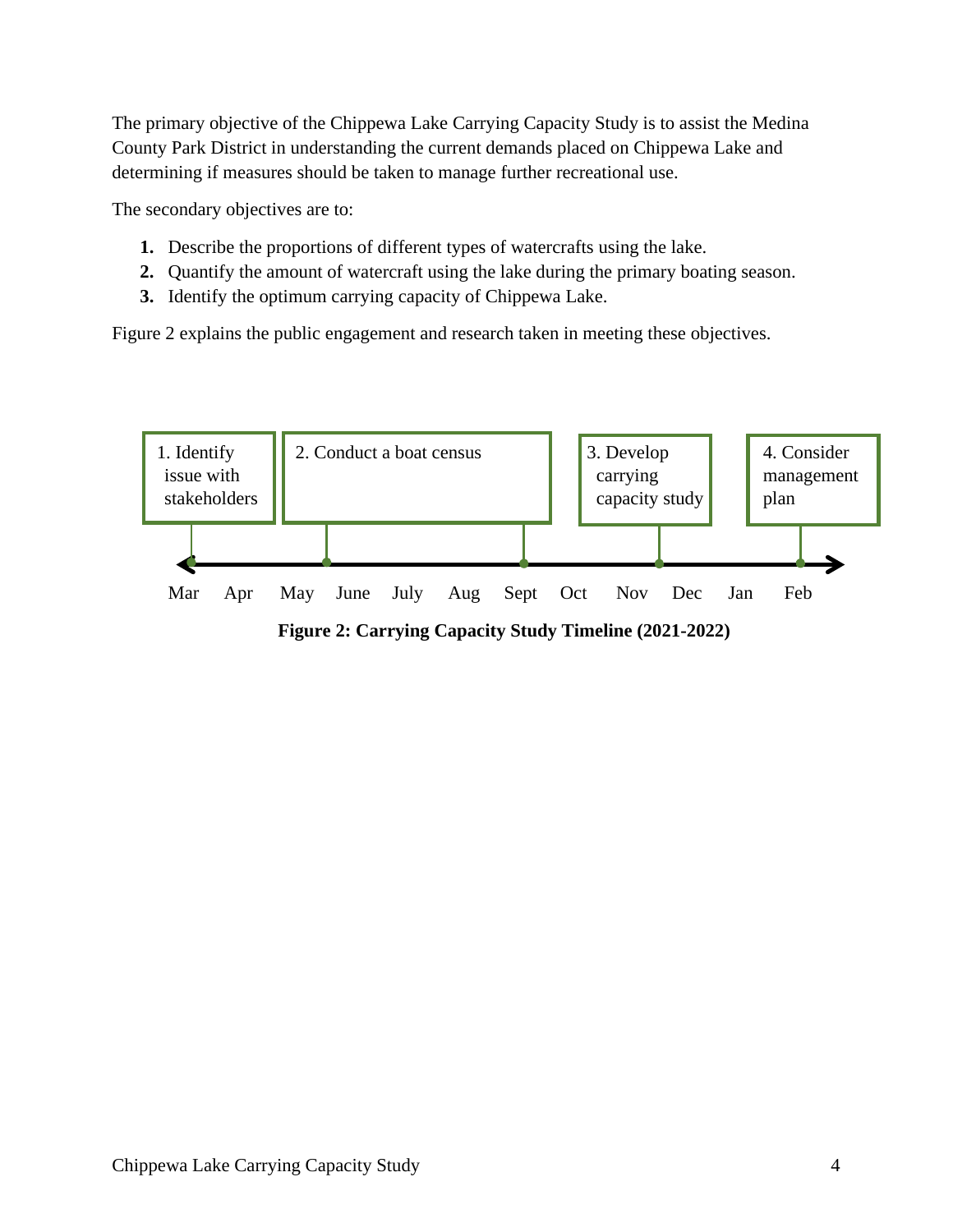The primary objective of the Chippewa Lake Carrying Capacity Study is to assist the Medina County Park District in understanding the current demands placed on Chippewa Lake and determining if measures should be taken to manage further recreational use.

The secondary objectives are to:

1. Describe the proportions of different types of watercrafts using the lake.
2. Quantify the amount of watercraft using the lake during the primary boating season.
3. Identify the optimum carrying capacity of Chippewa Lake.

Figure 2 explains the public engagement and research taken in meeting these objectives.

1. Identify issue with stakeholders

2. Conduct a boat census

3. Develop carrying capacity study

4. Consider management plan

Mar Apr May June July Aug Sept Oct Nov Dec Jan Feb

**Figure 2: Carrying Capacity Study Timeline (2021-2022)**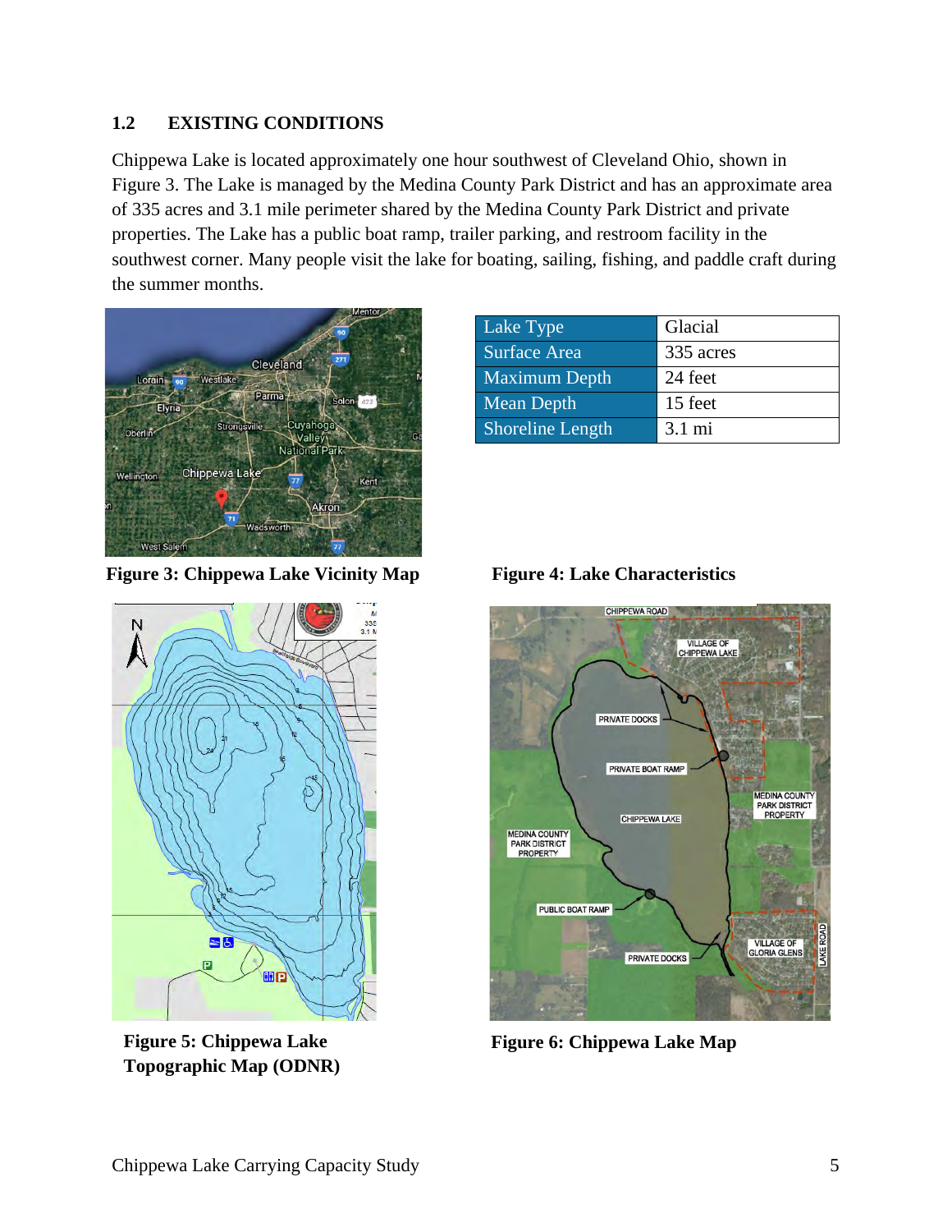## 1.2 EXISTING CONDITIONS

Chippewa Lake is located approximately one hour southwest of Cleveland Ohio, shown in Figure 3. The Lake is managed by the Medina County Park District and has an approximate area of 335 acres and 3.1 mile perimeter shared by the Medina County Park District and private properties. The Lake has a public boat ramp, trailer parking, and restroom facility in the southwest corner. Many people visit the lake for boating, sailing, fishing, and paddle craft during the summer months.

**Figure 3: Chippewa Lake Vicinity Map**

| Lake Type | Glacial |
|---|---|
| Surface Area | 335 acres |
| Maximum Depth | 24 feet |
| Mean Depth | 15 feet |
| Shoreline Length | 3.1 mi |

**Figure 4: Lake Characteristics**

**Figure 5: Chippewa Lake Topographic Map (ODNR)**

**Figure 6: Chippewa Lake Map**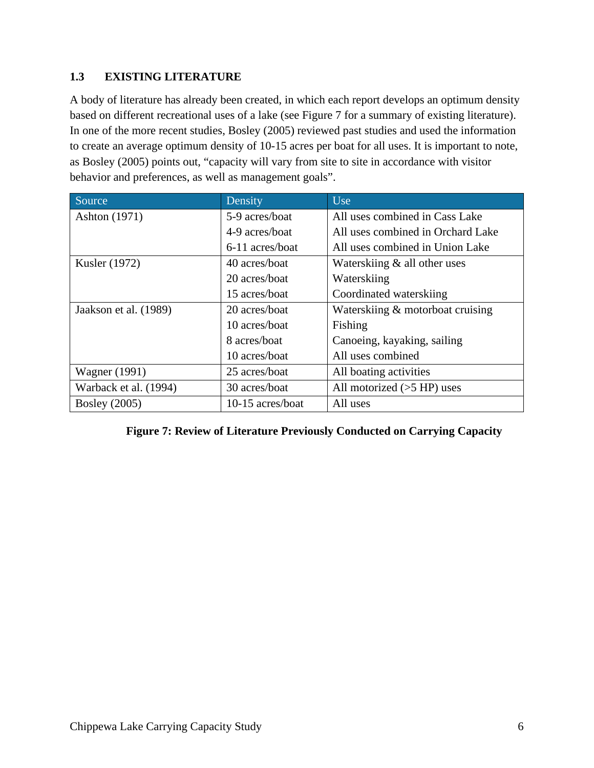### 1.3 EXISTING LITERATURE

A body of literature has already been created, in which each report develops an optimum density based on different recreational uses of a lake (see Figure 7 for a summary of existing literature). In one of the more recent studies, Bosley (2005) reviewed past studies and used the information to create an average optimum density of 10-15 acres per boat for all uses. It is important to note, as Bosley (2005) points out, "capacity will vary from site to site in accordance with visitor behavior and preferences, as well as management goals".

| Source | Density | Use |
|---|---|---|
| Ashton (1971) | 5-9 acres/boat | All uses combined in Cass Lake |
| | 4-9 acres/boat | All uses combined in Orchard Lake |
| | 6-11 acres/boat | All uses combined in Union Lake |
| Kusler (1972) | 40 acres/boat | Waterskiing & all other uses |
| | 20 acres/boat | Waterskiing |
| | 15 acres/boat | Coordinated waterskiing |
| Jaakson et al. (1989) | 20 acres/boat | Waterskiing & motorboat cruising |
| | 10 acres/boat | Fishing |
| | 8 acres/boat | Canoeing, kayaking, sailing |
| | 10 acres/boat | All uses combined |
| Wagner (1991) | 25 acres/boat | All boating activities |
| Warback et al. (1994) | 30 acres/boat | All motorized (>5 HP) uses |
| Bosley (2005) | 10-15 acres/boat | All uses |

**Figure 7: Review of Literature Previously Conducted on Carrying Capacity**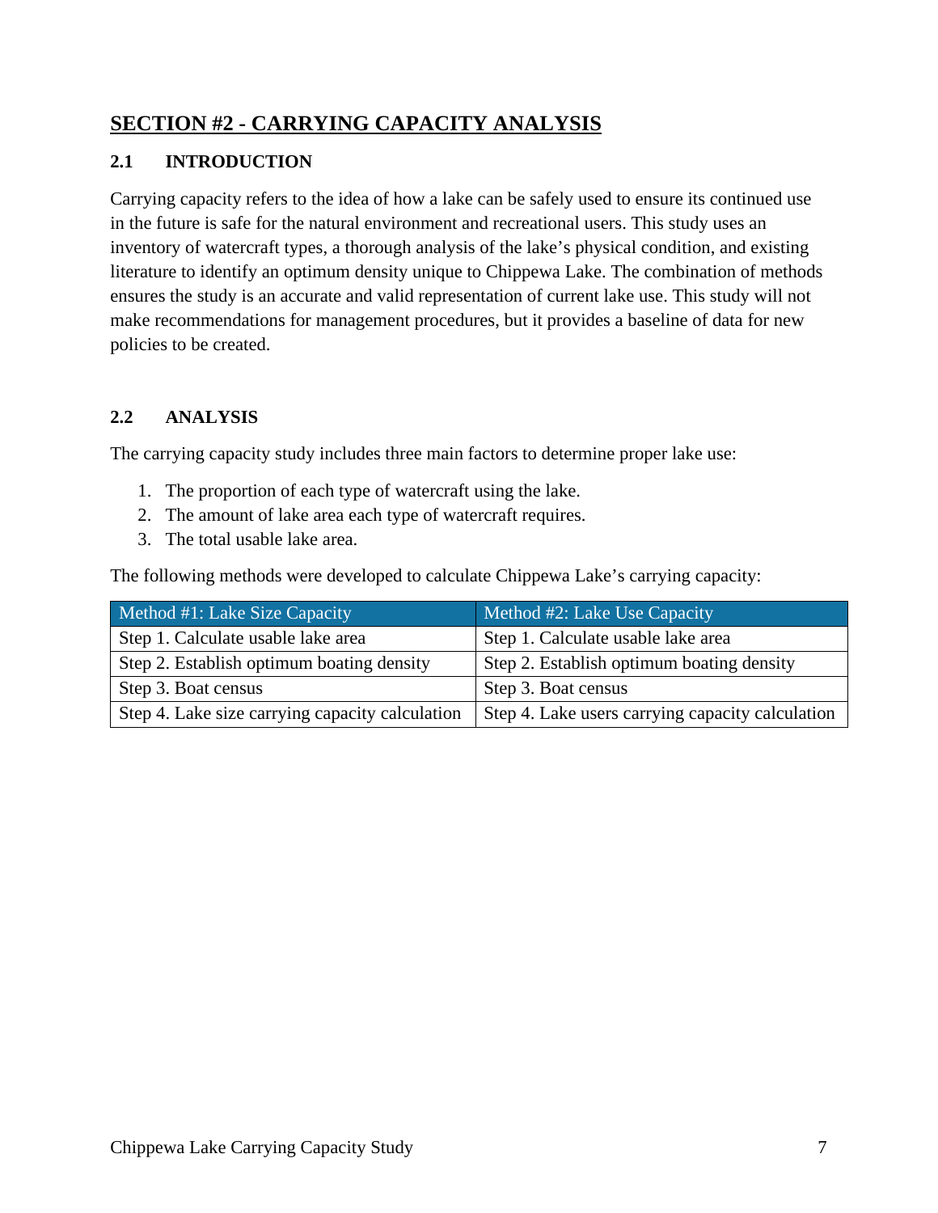# SECTION #2 - CARRYING CAPACITY ANALYSIS

## 2.1 INTRODUCTION

Carrying capacity refers to the idea of how a lake can be safely used to ensure its continued use in the future is safe for the natural environment and recreational users. This study uses an inventory of watercraft types, a thorough analysis of the lake's physical condition, and existing literature to identify an optimum density unique to Chippewa Lake. The combination of methods ensures the study is an accurate and valid representation of current lake use. This study will not make recommendations for management procedures, but it provides a baseline of data for new policies to be created.

## 2.2 ANALYSIS

The carrying capacity study includes three main factors to determine proper lake use:

1. The proportion of each type of watercraft using the lake.
2. The amount of lake area each type of watercraft requires.
3. The total usable lake area.

The following methods were developed to calculate Chippewa Lake's carrying capacity:

| Method #1: Lake Size Capacity | Method #2: Lake Use Capacity |
|---|---|
| Step 1. Calculate usable lake area | Step 1. Calculate usable lake area |
| Step 2. Establish optimum boating density | Step 2. Establish optimum boating density |
| Step 3. Boat census | Step 3. Boat census |
| Step 4. Lake size carrying capacity calculation | Step 4. Lake users carrying capacity calculation |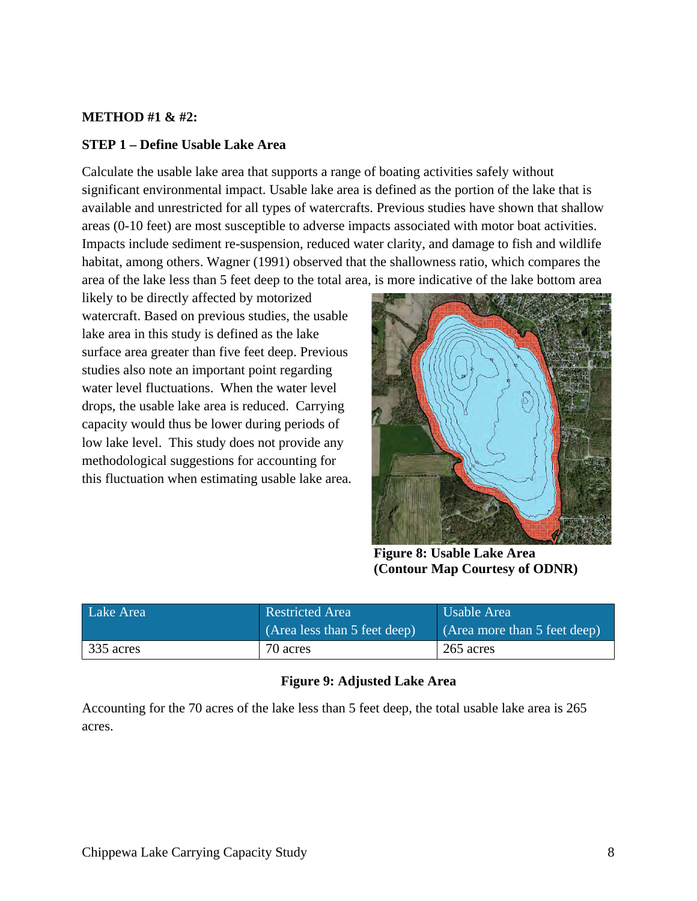**METHOD #1 & #2:**

**STEP 1 – Define Usable Lake Area**

Calculate the usable lake area that supports a range of boating activities safely without significant environmental impact. Usable lake area is defined as the portion of the lake that is available and unrestricted for all types of watercrafts. Previous studies have shown that shallow areas (0-10 feet) are most susceptible to adverse impacts associated with motor boat activities. Impacts include sediment re-suspension, reduced water clarity, and damage to fish and wildlife habitat, among others. Wagner (1991) observed that the shallowness ratio, which compares the area of the lake less than 5 feet deep to the total area, is more indicative of the lake bottom area likely to be directly affected by motorized watercraft. Based on previous studies, the usable lake area in this study is defined as the lake surface area greater than five feet deep. Previous studies also note an important point regarding water level fluctuations. When the water level drops, the usable lake area is reduced. Carrying capacity would thus be lower during periods of low lake level. This study does not provide any methodological suggestions for accounting for this fluctuation when estimating usable lake area.

**Figure 8: Usable Lake Area (Contour Map Courtesy of ODNR)**

| Lake Area | Restricted Area (Area less than 5 feet deep) | Usable Area (Area more than 5 feet deep) |
|---|---|---|
| 335 acres | 70 acres | 265 acres |

**Figure 9: Adjusted Lake Area**

Accounting for the 70 acres of the lake less than 5 feet deep, the total usable lake area is 265 acres.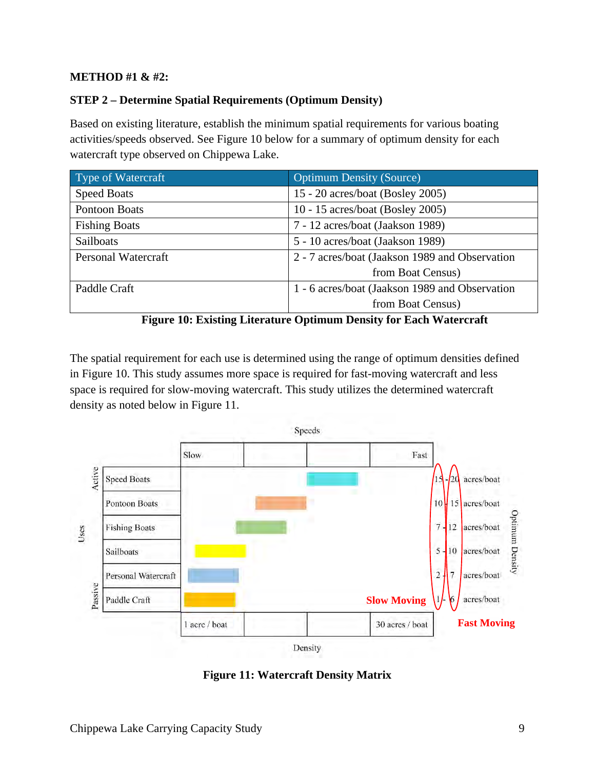**METHOD #1 & #2:**

**STEP 2 – Determine Spatial Requirements (Optimum Density)**

Based on existing literature, establish the minimum spatial requirements for various boating activities/speeds observed. See Figure 10 below for a summary of optimum density for each watercraft type observed on Chippewa Lake.

| Type of Watercraft | Optimum Density (Source) |
|---|---|
| Speed Boats | 15 - 20 acres/boat (Bosley 2005) |
| Pontoon Boats | 10 - 15 acres/boat (Bosley 2005) |
| Fishing Boats | 7 - 12 acres/boat (Jaakson 1989) |
| Sailboats | 5 - 10 acres/boat (Jaakson 1989) |
| Personal Watercraft | 2 - 7 acres/boat (Jaakson 1989 and Observation from Boat Census) |
| Paddle Craft | 1 - 6 acres/boat (Jaakson 1989 and Observation from Boat Census) |

**Figure 10: Existing Literature Optimum Density for Each Watercraft**

The spatial requirement for each use is determined using the range of optimum densities defined in Figure 10. This study assumes more space is required for fast-moving watercraft and less space is required for slow-moving watercraft. This study utilizes the determined watercraft density as noted below in Figure 11.

**Figure 11: Watercraft Density Matrix**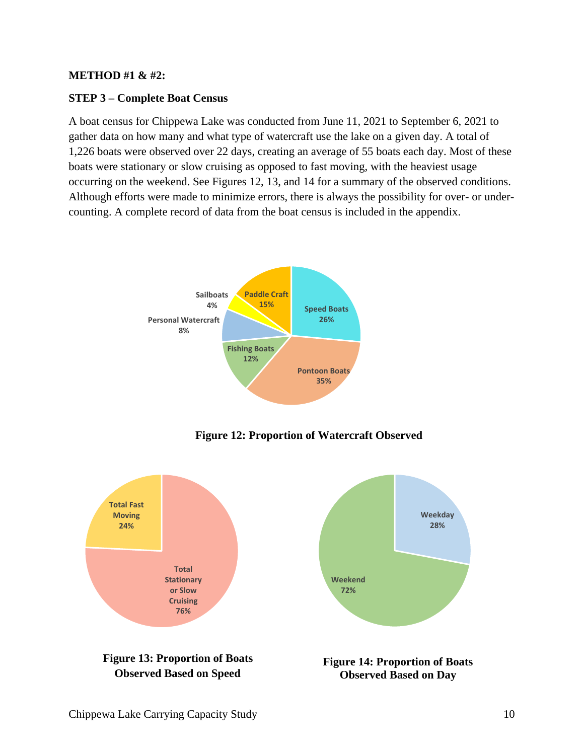**METHOD #1 & #2:**

**STEP 3 – Complete Boat Census**

A boat census for Chippewa Lake was conducted from June 11, 2021 to September 6, 2021 to gather data on how many and what type of watercraft use the lake on a given day. A total of 1,226 boats were observed over 22 days, creating an average of 55 boats each day. Most of these boats were stationary or slow cruising as opposed to fast moving, with the heaviest usage occurring on the weekend. See Figures 12, 13, and 14 for a summary of the observed conditions. Although efforts were made to minimize errors, there is always the possibility for over- or under-counting. A complete record of data from the boat census is included in the appendix.

Sailboats 4%
Paddle Craft 15%
Speed Boats 26%
Personal Watercraft 8%
Fishing Boats 12%
Pontoon Boats 35%

**Figure 12: Proportion of Watercraft Observed**

Total Fast Moving 24%
Total Stationary or Slow Cruising 76%

**Figure 13: Proportion of Boats Observed Based on Speed**

Weekday 28%
Weekend 72%

**Figure 14: Proportion of Boats Observed Based on Day**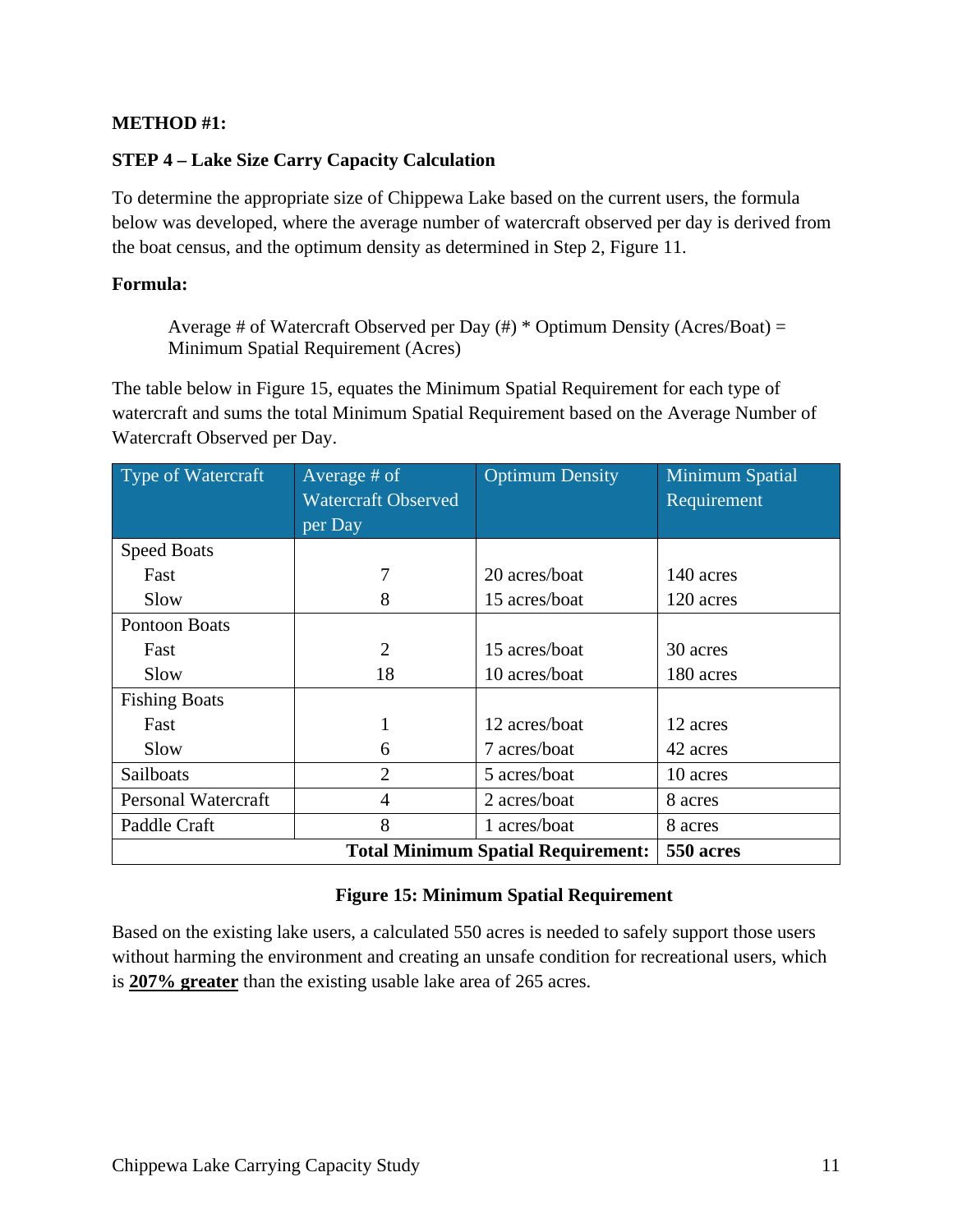**METHOD #1:**

**STEP 4 – Lake Size Carry Capacity Calculation**

To determine the appropriate size of Chippewa Lake based on the current users, the formula below was developed, where the average number of watercraft observed per day is derived from the boat census, and the optimum density as determined in Step 2, Figure 11.

**Formula:**

> Average # of Watercraft Observed per Day (#) * Optimum Density (Acres/Boat) = Minimum Spatial Requirement (Acres)

The table below in Figure 15, equates the Minimum Spatial Requirement for each type of watercraft and sums the total Minimum Spatial Requirement based on the Average Number of Watercraft Observed per Day.

| Type of Watercraft | Average # of Watercraft Observed per Day | Optimum Density | Minimum Spatial Requirement |
|---|---|---|---|
| Speed Boats | | | |
| Fast | 7 | 20 acres/boat | 140 acres |
| Slow | 8 | 15 acres/boat | 120 acres |
| Pontoon Boats | | | |
| Fast | 2 | 15 acres/boat | 30 acres |
| Slow | 18 | 10 acres/boat | 180 acres |
| Fishing Boats | | | |
| Fast | 1 | 12 acres/boat | 12 acres |
| Slow | 6 | 7 acres/boat | 42 acres |
| Sailboats | 2 | 5 acres/boat | 10 acres |
| Personal Watercraft | 4 | 2 acres/boat | 8 acres |
| Paddle Craft | 8 | 1 acres/boat | 8 acres |
| | | **Total Minimum Spatial Requirement:** | **550 acres** |

**Figure 15: Minimum Spatial Requirement**

Based on the existing lake users, a calculated 550 acres is needed to safely support those users without harming the environment and creating an unsafe condition for recreational users, which is <u>**207% greater**</u> than the existing usable lake area of 265 acres.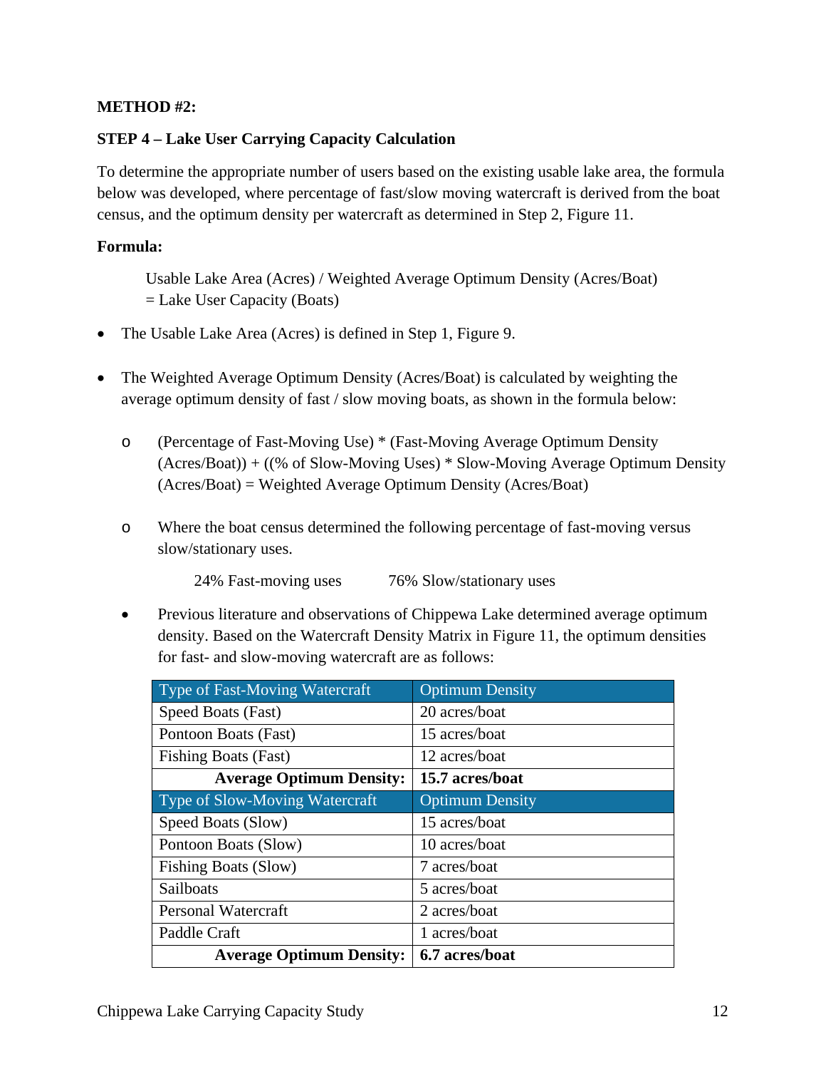**METHOD #2:**

**STEP 4 – Lake User Carrying Capacity Calculation**

To determine the appropriate number of users based on the existing usable lake area, the formula below was developed, where percentage of fast/slow moving watercraft is derived from the boat census, and the optimum density per watercraft as determined in Step 2, Figure 11.

**Formula:**

Usable Lake Area (Acres) / Weighted Average Optimum Density (Acres/Boat)
= Lake User Capacity (Boats)

- The Usable Lake Area (Acres) is defined in Step 1, Figure 9.

- The Weighted Average Optimum Density (Acres/Boat) is calculated by weighting the average optimum density of fast / slow moving boats, as shown in the formula below:

  - (Percentage of Fast-Moving Use) * (Fast-Moving Average Optimum Density (Acres/Boat)) + ((% of Slow-Moving Uses) * Slow-Moving Average Optimum Density (Acres/Boat) = Weighted Average Optimum Density (Acres/Boat)

  - Where the boat census determined the following percentage of fast-moving versus slow/stationary uses.

    24% Fast-moving uses 76% Slow/stationary uses

- Previous literature and observations of Chippewa Lake determined average optimum density. Based on the Watercraft Density Matrix in Figure 11, the optimum densities for fast- and slow-moving watercraft are as follows:

| Type of Fast-Moving Watercraft | Optimum Density |
|---|---|
| Speed Boats (Fast) | 20 acres/boat |
| Pontoon Boats (Fast) | 15 acres/boat |
| Fishing Boats (Fast) | 12 acres/boat |
| **Average Optimum Density:** | **15.7 acres/boat** |
| Type of Slow-Moving Watercraft | Optimum Density |
| Speed Boats (Slow) | 15 acres/boat |
| Pontoon Boats (Slow) | 10 acres/boat |
| Fishing Boats (Slow) | 7 acres/boat |
| Sailboats | 5 acres/boat |
| Personal Watercraft | 2 acres/boat |
| Paddle Craft | 1 acres/boat |
| **Average Optimum Density:** | **6.7 acres/boat** |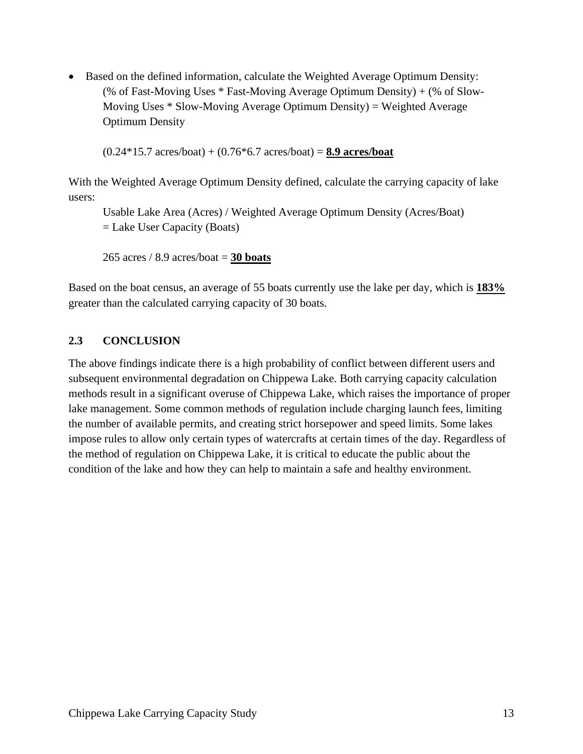- Based on the defined information, calculate the Weighted Average Optimum Density:

  (% of Fast-Moving Uses * Fast-Moving Average Optimum Density) + (% of Slow-Moving Uses * Slow-Moving Average Optimum Density) = Weighted Average Optimum Density

  (0.24*15.7 acres/boat) + (0.76*6.7 acres/boat) = <u>**8.9 acres/boat**</u>

With the Weighted Average Optimum Density defined, calculate the carrying capacity of lake users:

> Usable Lake Area (Acres) / Weighted Average Optimum Density (Acres/Boat) = Lake User Capacity (Boats)
>
> 265 acres / 8.9 acres/boat = <u>**30 boats**</u>

Based on the boat census, an average of 55 boats currently use the lake per day, which is <u>**183%**</u> greater than the calculated carrying capacity of 30 boats.

## 2.3 CONCLUSION

The above findings indicate there is a high probability of conflict between different users and subsequent environmental degradation on Chippewa Lake. Both carrying capacity calculation methods result in a significant overuse of Chippewa Lake, which raises the importance of proper lake management. Some common methods of regulation include charging launch fees, limiting the number of available permits, and creating strict horsepower and speed limits. Some lakes impose rules to allow only certain types of watercrafts at certain times of the day. Regardless of the method of regulation on Chippewa Lake, it is critical to educate the public about the condition of the lake and how they can help to maintain a safe and healthy environment.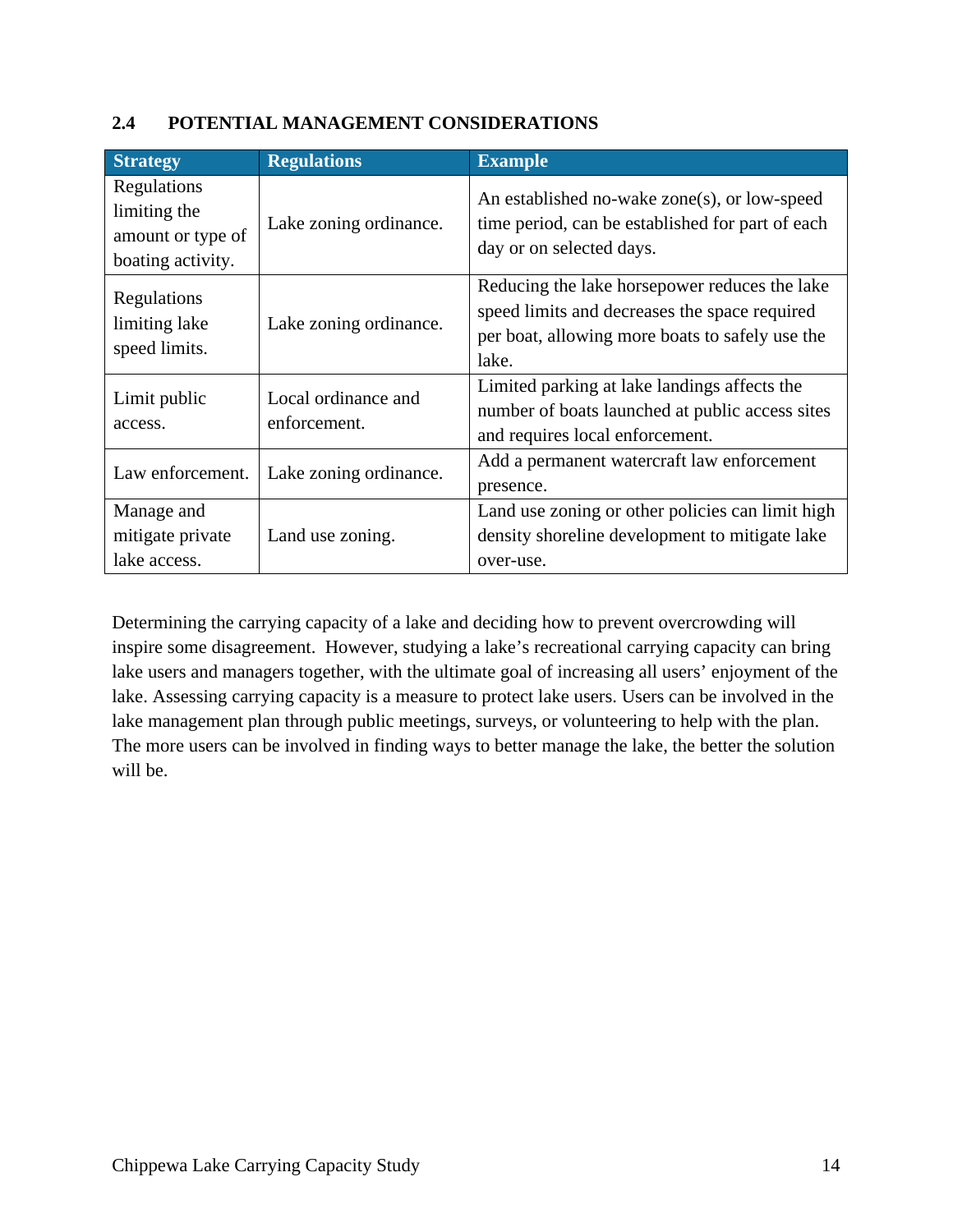## 2.4 POTENTIAL MANAGEMENT CONSIDERATIONS

| Strategy | Regulations | Example |
|---|---|---|
| Regulations limiting the amount or type of boating activity. | Lake zoning ordinance. | An established no-wake zone(s), or low-speed time period, can be established for part of each day or on selected days. |
| Regulations limiting lake speed limits. | Lake zoning ordinance. | Reducing the lake horsepower reduces the lake speed limits and decreases the space required per boat, allowing more boats to safely use the lake. |
| Limit public access. | Local ordinance and enforcement. | Limited parking at lake landings affects the number of boats launched at public access sites and requires local enforcement. |
| Law enforcement. | Lake zoning ordinance. | Add a permanent watercraft law enforcement presence. |
| Manage and mitigate private lake access. | Land use zoning. | Land use zoning or other policies can limit high density shoreline development to mitigate lake over-use. |

Determining the carrying capacity of a lake and deciding how to prevent overcrowding will inspire some disagreement. However, studying a lake's recreational carrying capacity can bring lake users and managers together, with the ultimate goal of increasing all users' enjoyment of the lake. Assessing carrying capacity is a measure to protect lake users. Users can be involved in the lake management plan through public meetings, surveys, or volunteering to help with the plan. The more users can be involved in finding ways to better manage the lake, the better the solution will be.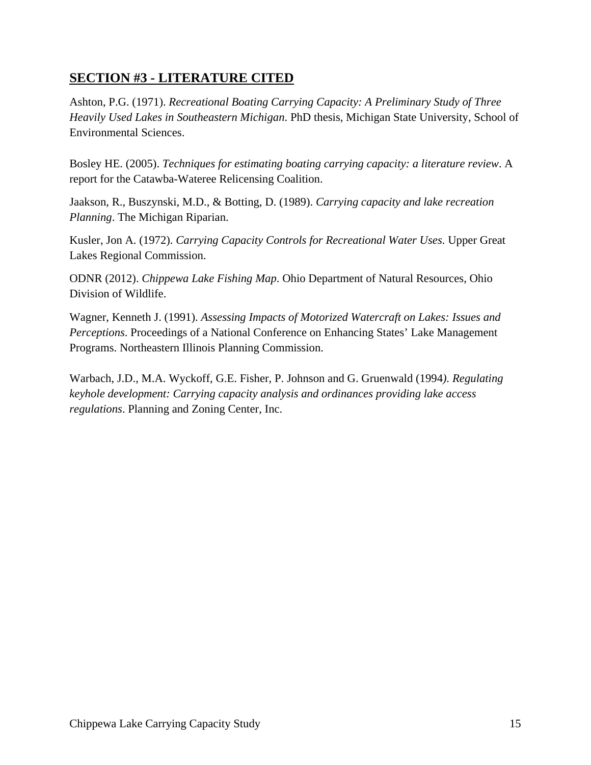## SECTION #3 - LITERATURE CITED

Ashton, P.G. (1971). *Recreational Boating Carrying Capacity: A Preliminary Study of Three Heavily Used Lakes in Southeastern Michigan*. PhD thesis, Michigan State University, School of Environmental Sciences.

Bosley HE. (2005). *Techniques for estimating boating carrying capacity: a literature review*. A report for the Catawba-Wateree Relicensing Coalition.

Jaakson, R., Buszynski, M.D., & Botting, D. (1989). *Carrying capacity and lake recreation Planning*. The Michigan Riparian.

Kusler, Jon A. (1972). *Carrying Capacity Controls for Recreational Water Uses*. Upper Great Lakes Regional Commission.

ODNR (2012). *Chippewa Lake Fishing Map*. Ohio Department of Natural Resources, Ohio Division of Wildlife.

Wagner, Kenneth J. (1991). *Assessing Impacts of Motorized Watercraft on Lakes: Issues and Perceptions*. Proceedings of a National Conference on Enhancing States' Lake Management Programs. Northeastern Illinois Planning Commission.

Warbach, J.D., M.A. Wyckoff, G.E. Fisher, P. Johnson and G. Gruenwald (1994). *Regulating keyhole development: Carrying capacity analysis and ordinances providing lake access regulations*. Planning and Zoning Center, Inc.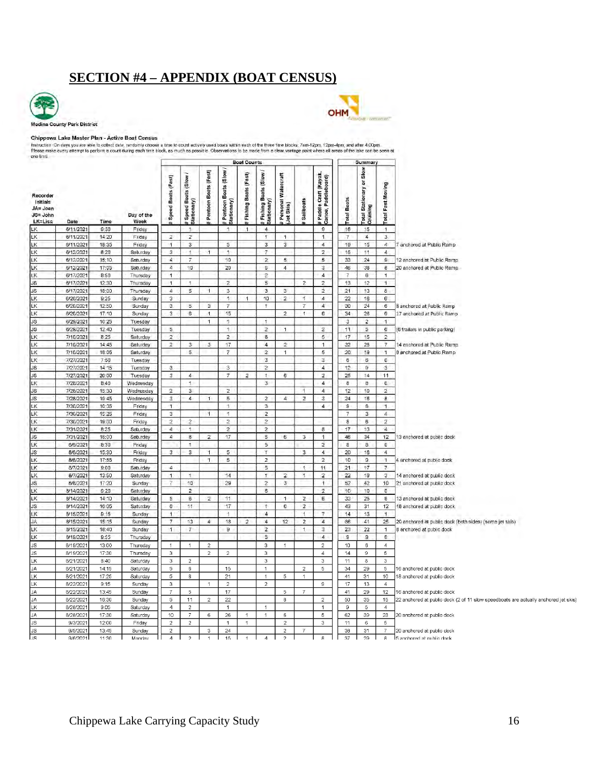# SECTION #4 – APPENDIX (BOAT CENSUS)

Medina County Park District

OHM

**Chippewa Lake Master Plan - Active Boat Census**

Instruction: On days you are able to collect data, randomly choose a time to count actively used boats within each of the three time blocks: 7am-12pm, 12pm-4pm, and after 4:00pm. Please make every attempt to perform a count during each time block, as much as possible. Observations to be made from a clear vantage point where all areas of the lake can be seen at one time.

| Recorder Initials JA= Joan JS= John LK=Lisa | Date | Time | Day of the Week | Boat Counts: # Speed Boats (Fast) | # Speed Boats (Slow / Stationary) | # Pontoon Boats (Fast) | # Pontoon Boats (Slow / Stationary) | # Fishing Boats (Fast) | # Fishing Boats (Slow / Stationary) | # Personal Watercraft (Jet Skis) | # Sailboats | # Paddle Craft (Kayak, Canoe, Paddleboard) | Summary: Total Boats | Total Stationary or Slow Cruising | Total Fast Moving | |
|---|---|---|---|---|---|---|---|---|---|---|---|---|---|---|---|---|
| LK | 6/11/2021 | 9:30 | Friday | | 1 | | 1 | 1 | 4 | | | 9 | 16 | 15 | 1 | |
| LK | 6/11/2021 | 14:20 | Friday | 2 | 2 | | | | 1 | 1 | | 1 | 7 | 4 | 3 | |
| LK | 6/11/2021 | 18:35 | Friday | 1 | 3 | | 5 | | 3 | 3 | | 4 | 19 | 15 | 4 | 7 anchored at Public Ramp |
| LK | 6/12/2021 | 8:20 | Saturday | 3 | 1 | 1 | 1 | | 7 | | | 2 | 15 | 11 | 4 | |
| LK | 6/12/2021 | 15:10 | Saturday | 4 | 7 | | 10 | | 2 | 5 | | 5 | 33 | 24 | 9 | 12 anchored at Public Ramp |
| LK | 6/12/2021 | 17:05 | Saturday | 4 | 10 | | 20 | | 5 | 4 | | 3 | 46 | 38 | 8 | 20 anchored at Public Ramp |
| LK | 6/17/2021 | 8:50 | Thursday | 1 | | | | | 2 | | | 4 | 7 | 6 | 1 | |
| JS | 6/17/2021 | 12:30 | Thursday | 1 | 1 | | 2 | | 5 | | 2 | 2 | 13 | 12 | 1 | |
| JS | 6/17/2021 | 18:00 | Thursday | 4 | 5 | 1 | 3 | | 3 | 3 | | 2 | 21 | 13 | 8 | |
| LK | 6/20/2021 | 9:25 | Sunday | 3 | | | 1 | 1 | 10 | 2 | 1 | 4 | 22 | 16 | 6 | |
| LK | 6/20/2021 | 12:50 | Sunday | 3 | 5 | 3 | 7 | | 1 | | 7 | 4 | 30 | 24 | 6 | 8 anchored at Public Ramp |
| LK | 6/20/2021 | 17:10 | Sunday | 3 | 6 | 1 | 15 | | | 2 | 1 | 6 | 34 | 28 | 6 | 17 anchored at Public Ramp |
| JS | 6/29/2021 | 10:25 | Tuesday | | | 1 | 1 | | 1 | | | | 3 | 2 | 1 | |
| JS | 6/29/2021 | 12:40 | Tuesday | 5 | | | 1 | | 2 | 1 | | 2 | 11 | 5 | 6 | (6 trailers in public parking) |
| LK | 7/10/2021 | 8:25 | Saturday | 2 | | | 2 | | 8 | | | 5 | 17 | 15 | 2 | |
| LK | 7/10/2021 | 14:45 | Saturday | 2 | 3 | 3 | 17 | | 4 | 2 | | 1 | 32 | 25 | 7 | 14 anchored at Public Ramp |
| LK | 7/10/2021 | 18:05 | Saturday | | 5 | | 7 | | 2 | 1 | | 5 | 20 | 19 | 1 | 8 anchored at Public Ramp |
| LK | 7/27/2021 | 7:50 | Tuesday | | | | | | 3 | | | 3 | 6 | 6 | 0 | |
| JS | 7/27/2021 | 14:15 | Tuesday | 3 | | | 3 | | 2 | | | 4 | 12 | 9 | 3 | |
| JS | 7/27/2021 | 20:00 | Tuesday | 3 | 4 | | 7 | 2 | 1 | 6 | | 2 | 25 | 14 | 11 | |
| LK | 7/28/2021 | 8:40 | Wednesday | | 1 | | | | 3 | | | 4 | 8 | 8 | 0 | |
| JS | 7/28/2021 | 15:30 | Wednesday | 2 | 3 | | 2 | | | | 1 | 4 | 12 | 10 | 2 | |
| JS | 7/28/2021 | 19:45 | Wednesday | 3 | 4 | 1 | 5 | | 2 | 4 | 2 | 3 | 24 | 16 | 8 | |
| LK | 7/30/2021 | 10:35 | Friday | 1 | | | 1 | | 3 | | | 4 | 9 | 8 | 1 | |
| LK | 7/30/2021 | 15:25 | Friday | 3 | | 1 | 1 | | 2 | | | | 7 | 3 | 4 | |
| LK | 7/30/2021 | 19:00 | Friday | 2 | 2 | | 2 | | 2 | | | | 8 | 6 | 2 | |
| LK | 7/31/2021 | 8:25 | Saturday | 4 | 1 | | 2 | | 2 | | | 8 | 17 | 13 | 4 | |
| JS | 7/31/2021 | 16:00 | Saturday | 4 | 8 | 2 | 17 | | 5 | 6 | 3 | 1 | 46 | 34 | 12 | 13 anchored at public dock |
| LK | 8/6/2021 | 8:30 | Friday | | 1 | | | | 5 | | | 2 | 8 | 8 | 0 | |
| JS | 8/6/2021 | 15:30 | Friday | 3 | 3 | 1 | 5 | | 1 | | 3 | 4 | 20 | 16 | 4 | |
| LK | 8/6/2021 | 17:55 | Friday | | | 1 | 5 | | 2 | | | 2 | 10 | 9 | 1 | 4 anchored at public dock |
| LK | 8/7/2021 | 9:00 | Saturday | 4 | | | | | 5 | | 1 | 11 | 21 | 17 | 4 | |
| LK | 8/7/2021 | 13:50 | Saturday | 1 | 1 | | 14 | | 1 | 2 | 1 | 2 | 22 | 19 | 3 | 14 anchored at public dock |
| JS | 8/8/2021 | 17:20 | Sunday | 7 | 10 | | 29 | | 2 | 3 | | 1 | 52 | 42 | 10 | 21 anchored at public dock |
| LK | 8/14/2021 | 9:20 | Saturday | | 2 | | | | 6 | | | 2 | 10 | 10 | 0 | |
| LK | 8/14/2021 | 14:10 | Saturday | 5 | 6 | 2 | 11 | | | 1 | 2 | 6 | 33 | 25 | 8 | 13 anchored at public dock |
| JS | 8/14/2021 | 16:05 | Saturday | 6 | 11 | | 17 | | 1 | 6 | 2 | | 43 | 31 | 12 | 18 anchored at public dock |
| LK | 8/15/2021 | 9:15 | Sunday | 1 | | | 1 | | 4 | | 1 | 7 | 14 | 13 | 1 | |
| JA | 8/15/2021 | 15:15 | Sunday | 7 | 13 | 4 | 18 | 2 | 4 | 12 | 2 | 4 | 66 | 41 | 25 | 20 anchored at public dock (both sides) (some jet skis) |
| LK | 8/15/2021 | 18:40 | Sunday | 1 | 7 | | 9 | | 2 | | 1 | 3 | 23 | 22 | 1 | 8 anchored at public dock |
| LK | 8/19/2021 | 9:55 | Thursday | | | | | | 5 | | | 4 | 9 | 9 | 0 | |
| JS | 8/19/2021 | 13:00 | Thursday | 1 | 1 | 2 | | | 3 | 1 | | 2 | 10 | 6 | 4 | |
| JS | 8/19/2021 | 17:30 | Thursday | 3 | | 2 | 2 | | 3 | | | 4 | 14 | 9 | 5 | |
| LK | 8/21/2021 | 8:40 | Saturday | 3 | 2 | | | | 3 | | | 3 | 11 | 8 | 3 | |
| JA | 8/21/2021 | 14:15 | Saturday | 5 | 6 | | 15 | | 1 | | 2 | 5 | 34 | 29 | 5 | 16 anchored at public dock |
| LK | 8/21/2021 | 17:25 | Saturday | 5 | 8 | | 21 | | 1 | 5 | 1 | | 41 | 31 | 10 | 18 anchored at public dock |
| LK | 8/22/2021 | 9:15 | Sunday | 3 | | 1 | 2 | | 2 | | | 9 | 17 | 13 | 4 | |
| JA | 8/22/2021 | 13:45 | Sunday | 7 | 5 | | 17 | | | 5 | 7 | | 41 | 29 | 12 | 16 anchored at public dock |
| JA | 8/22/2021 | 16:30 | Sunday | 5 | 11 | 2 | 22 | | | 8 | | 2 | 50 | 35 | 15 | 22 anchored at public dock (2 of 11 slow speedboats are actually anchored jet skis) |
| LK | 8/28/2021 | 9:05 | Saturday | 4 | 2 | | 1 | | 1 | | | 1 | 9 | 5 | 4 | |
| JA | 8/28/2021 | 17:30 | Saturday | 10 | 7 | 6 | 26 | 1 | 1 | 6 | | 5 | 62 | 39 | 23 | 20 anchored at public dock |
| JS | 9/3/2021 | 12:00 | Friday | 2 | 2 | | 1 | 1 | | 2 | | 3 | 11 | 6 | 5 | |
| JS | 9/5/2021 | 13:45 | Sunday | 2 | | 3 | 24 | | | 2 | 7 | | 38 | 31 | 7 | 20 anchored at public dock |
| JS | 9/6/2021 | 11:30 | Monday | 4 | 2 | 1 | 15 | 1 | 4 | 2 | | 8 | 37 | 29 | 8 | 5 anchored at public dock |